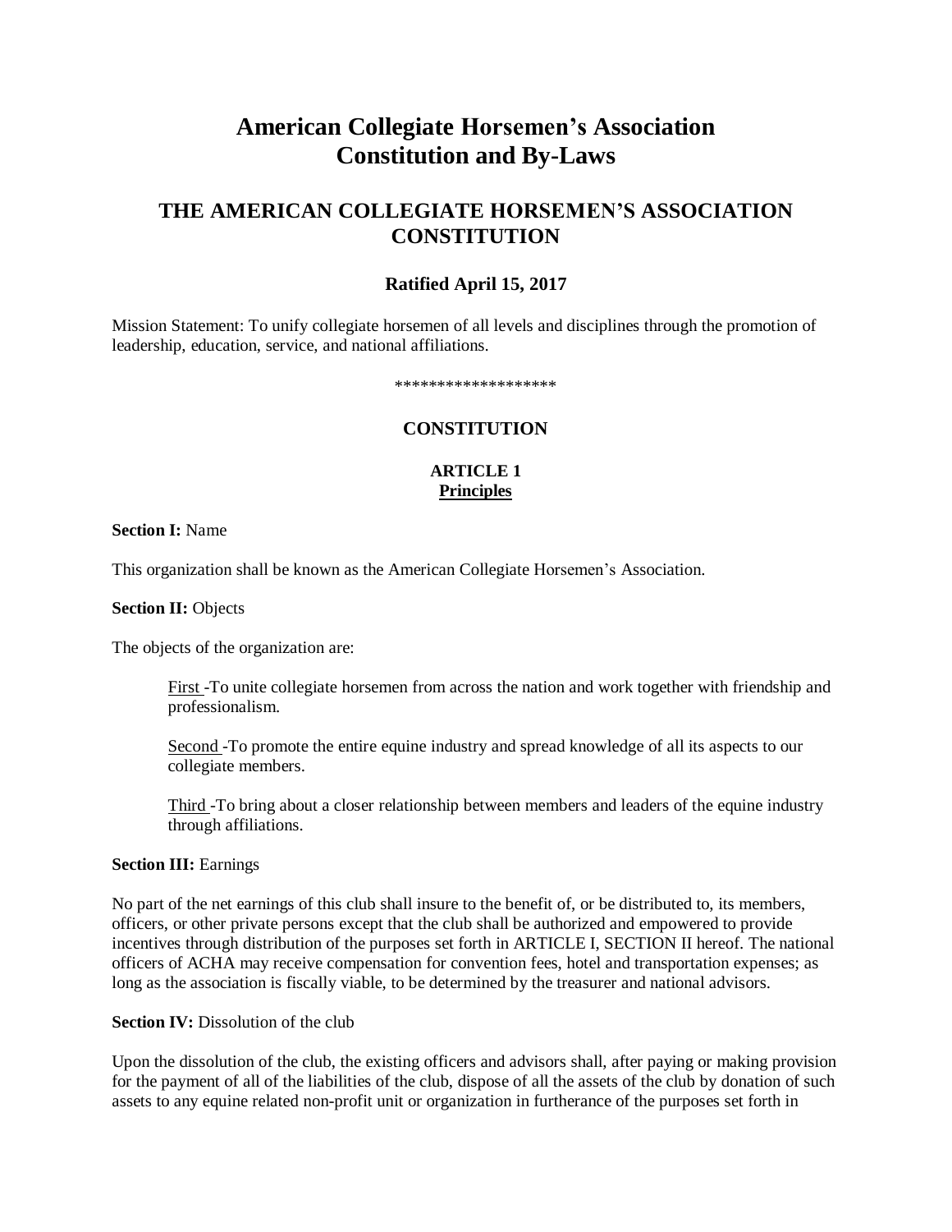# American Collegiate Horsemen's Association Constitution and By-Laws

## THE AMERICAN COLLEGIATE HORSEMEN'S ASSOCIATION CONSTITUTION

### Ratified April 15, 2017

Mission Statement: To unify collegiate horsemen of all levels and disciplines through the promotion of leadership, education, service, and national affiliations.

*******************

### CONSTITUTION

#### ARTICLE 1
#### Principles

**Section I:** Name

This organization shall be known as the American Collegiate Horsemen's Association.

**Section II:** Objects

The objects of the organization are:

> First -To unite collegiate horsemen from across the nation and work together with friendship and professionalism.
>
> Second -To promote the entire equine industry and spread knowledge of all its aspects to our collegiate members.
>
> Third -To bring about a closer relationship between members and leaders of the equine industry through affiliations.

**Section III:** Earnings

No part of the net earnings of this club shall insure to the benefit of, or be distributed to, its members, officers, or other private persons except that the club shall be authorized and empowered to provide incentives through distribution of the purposes set forth in ARTICLE I, SECTION II hereof. The national officers of ACHA may receive compensation for convention fees, hotel and transportation expenses; as long as the association is fiscally viable, to be determined by the treasurer and national advisors.

**Section IV:** Dissolution of the club

Upon the dissolution of the club, the existing officers and advisors shall, after paying or making provision for the payment of all of the liabilities of the club, dispose of all the assets of the club by donation of such assets to any equine related non-profit unit or organization in furtherance of the purposes set forth in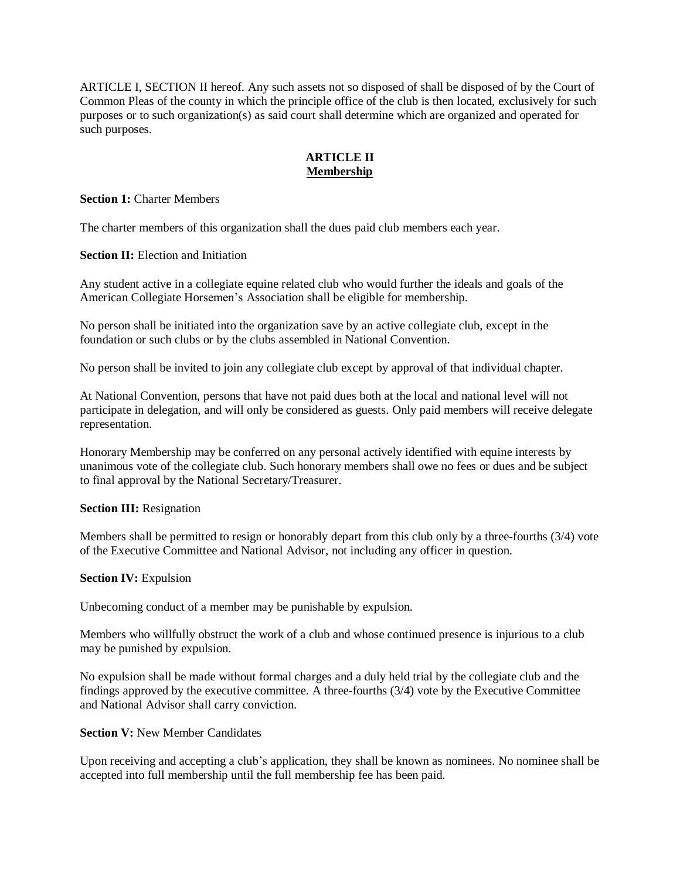ARTICLE I, SECTION II hereof. Any such assets not so disposed of shall be disposed of by the Court of Common Pleas of the county in which the principle office of the club is then located, exclusively for such purposes or to such organization(s) as said court shall determine which are organized and operated for such purposes.

## ARTICLE II
## <u>Membership</u>

**Section 1:** Charter Members

The charter members of this organization shall the dues paid club members each year.

**Section II:** Election and Initiation

Any student active in a collegiate equine related club who would further the ideals and goals of the American Collegiate Horsemen's Association shall be eligible for membership.

No person shall be initiated into the organization save by an active collegiate club, except in the foundation or such clubs or by the clubs assembled in National Convention.

No person shall be invited to join any collegiate club except by approval of that individual chapter.

At National Convention, persons that have not paid dues both at the local and national level will not participate in delegation, and will only be considered as guests. Only paid members will receive delegate representation.

Honorary Membership may be conferred on any personal actively identified with equine interests by unanimous vote of the collegiate club. Such honorary members shall owe no fees or dues and be subject to final approval by the National Secretary/Treasurer.

**Section III:** Resignation

Members shall be permitted to resign or honorably depart from this club only by a three-fourths (3/4) vote of the Executive Committee and National Advisor, not including any officer in question.

**Section IV:** Expulsion

Unbecoming conduct of a member may be punishable by expulsion.

Members who willfully obstruct the work of a club and whose continued presence is injurious to a club may be punished by expulsion.

No expulsion shall be made without formal charges and a duly held trial by the collegiate club and the findings approved by the executive committee. A three-fourths (3/4) vote by the Executive Committee and National Advisor shall carry conviction.

**Section V:** New Member Candidates

Upon receiving and accepting a club's application, they shall be known as nominees. No nominee shall be accepted into full membership until the full membership fee has been paid.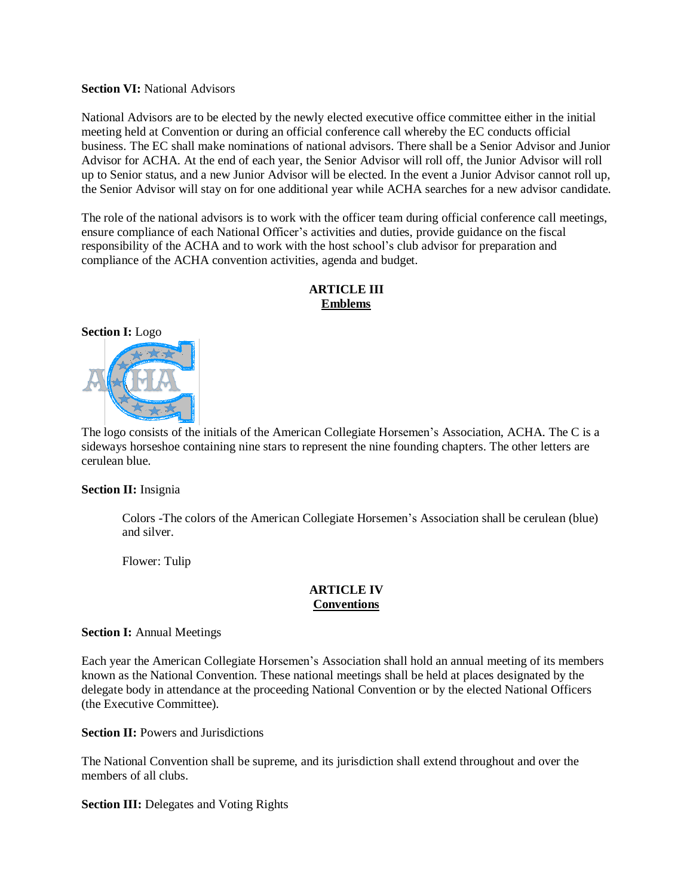**Section VI:** National Advisors

National Advisors are to be elected by the newly elected executive office committee either in the initial meeting held at Convention or during an official conference call whereby the EC conducts official business. The EC shall make nominations of national advisors. There shall be a Senior Advisor and Junior Advisor for ACHA. At the end of each year, the Senior Advisor will roll off, the Junior Advisor will roll up to Senior status, and a new Junior Advisor will be elected. In the event a Junior Advisor cannot roll up, the Senior Advisor will stay on for one additional year while ACHA searches for a new advisor candidate.

The role of the national advisors is to work with the officer team during official conference call meetings, ensure compliance of each National Officer's activities and duties, provide guidance on the fiscal responsibility of the ACHA and to work with the host school's club advisor for preparation and compliance of the ACHA convention activities, agenda and budget.

## ARTICLE III
## Emblems

**Section I:** Logo

The logo consists of the initials of the American Collegiate Horsemen's Association, ACHA. The C is a sideways horseshoe containing nine stars to represent the nine founding chapters. The other letters are cerulean blue.

**Section II:** Insignia

Colors -The colors of the American Collegiate Horsemen's Association shall be cerulean (blue) and silver.

Flower: Tulip

## ARTICLE IV
## Conventions

**Section I:** Annual Meetings

Each year the American Collegiate Horsemen's Association shall hold an annual meeting of its members known as the National Convention. These national meetings shall be held at places designated by the delegate body in attendance at the proceeding National Convention or by the elected National Officers (the Executive Committee).

**Section II:** Powers and Jurisdictions

The National Convention shall be supreme, and its jurisdiction shall extend throughout and over the members of all clubs.

**Section III:** Delegates and Voting Rights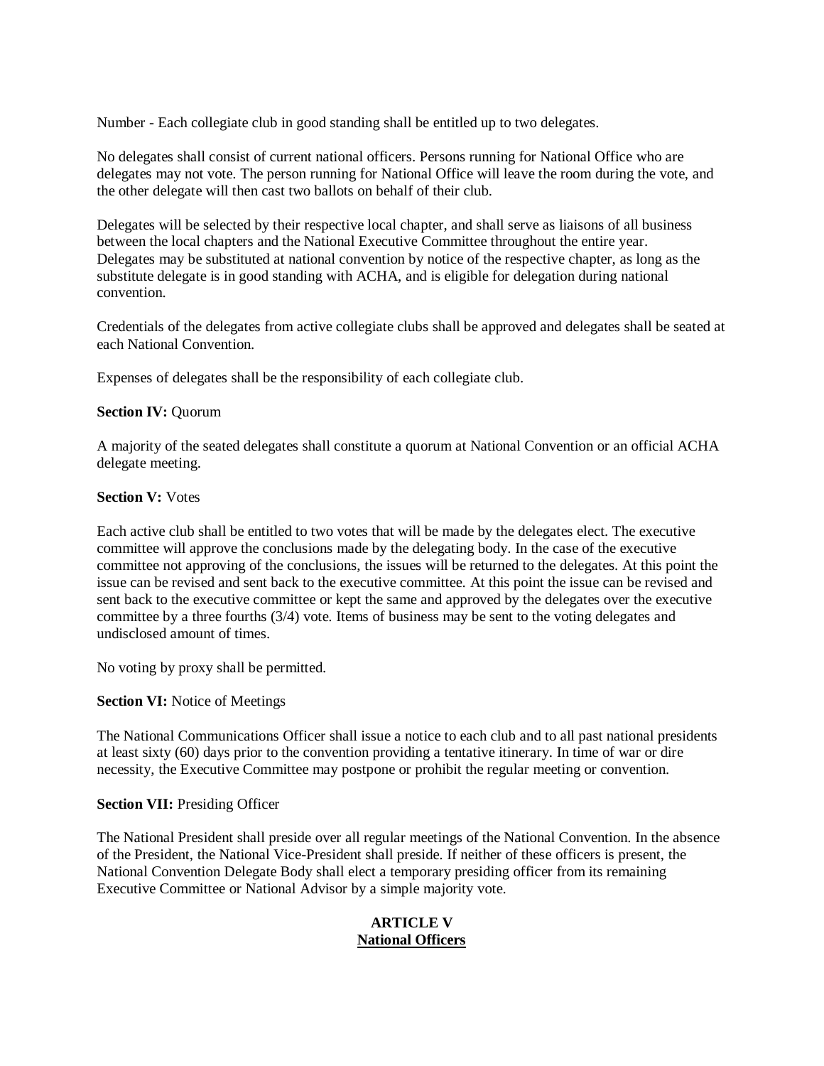Number - Each collegiate club in good standing shall be entitled up to two delegates.

No delegates shall consist of current national officers. Persons running for National Office who are delegates may not vote. The person running for National Office will leave the room during the vote, and the other delegate will then cast two ballots on behalf of their club.

Delegates will be selected by their respective local chapter, and shall serve as liaisons of all business between the local chapters and the National Executive Committee throughout the entire year. Delegates may be substituted at national convention by notice of the respective chapter, as long as the substitute delegate is in good standing with ACHA, and is eligible for delegation during national convention.

Credentials of the delegates from active collegiate clubs shall be approved and delegates shall be seated at each National Convention.

Expenses of delegates shall be the responsibility of each collegiate club.

**Section IV:** Quorum

A majority of the seated delegates shall constitute a quorum at National Convention or an official ACHA delegate meeting.

**Section V:** Votes

Each active club shall be entitled to two votes that will be made by the delegates elect. The executive committee will approve the conclusions made by the delegating body. In the case of the executive committee not approving of the conclusions, the issues will be returned to the delegates. At this point the issue can be revised and sent back to the executive committee. At this point the issue can be revised and sent back to the executive committee or kept the same and approved by the delegates over the executive committee by a three fourths (3/4) vote. Items of business may be sent to the voting delegates and undisclosed amount of times.

No voting by proxy shall be permitted.

**Section VI:** Notice of Meetings

The National Communications Officer shall issue a notice to each club and to all past national presidents at least sixty (60) days prior to the convention providing a tentative itinerary. In time of war or dire necessity, the Executive Committee may postpone or prohibit the regular meeting or convention.

**Section VII:** Presiding Officer

The National President shall preside over all regular meetings of the National Convention. In the absence of the President, the National Vice-President shall preside. If neither of these officers is present, the National Convention Delegate Body shall elect a temporary presiding officer from its remaining Executive Committee or National Advisor by a simple majority vote.

## ARTICLE V
## National Officers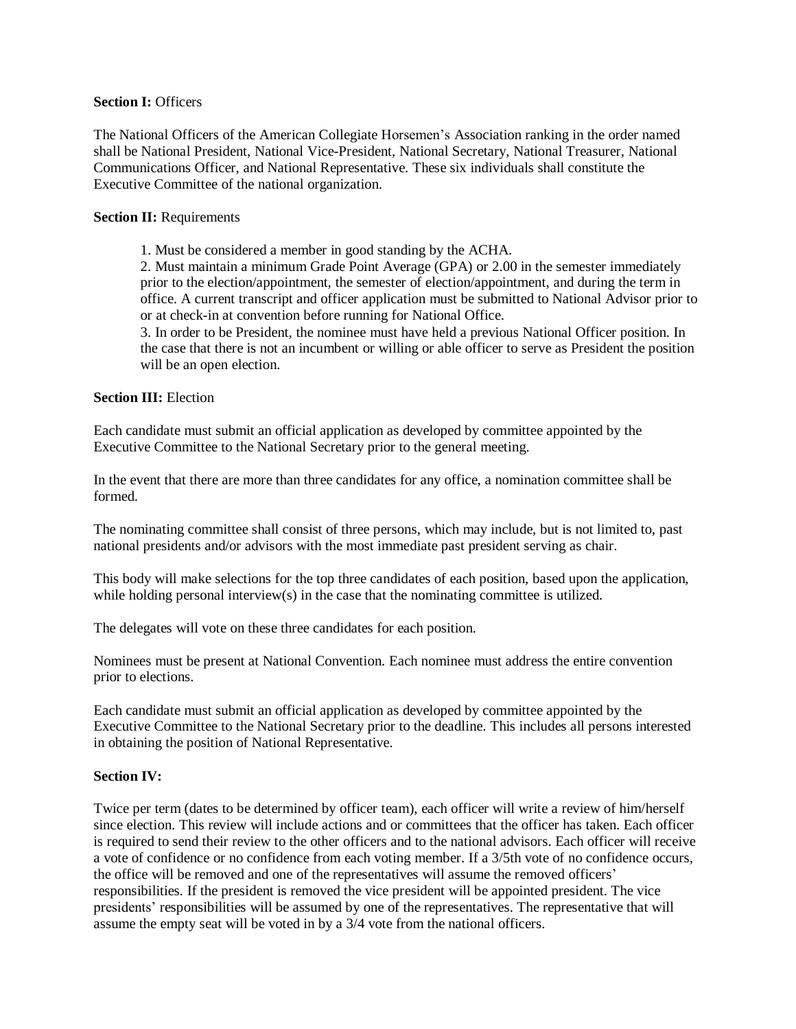**Section I:** Officers

The National Officers of the American Collegiate Horsemen's Association ranking in the order named shall be National President, National Vice-President, National Secretary, National Treasurer, National Communications Officer, and National Representative. These six individuals shall constitute the Executive Committee of the national organization.

**Section II:** Requirements

1. Must be considered a member in good standing by the ACHA.
2. Must maintain a minimum Grade Point Average (GPA) or 2.00 in the semester immediately prior to the election/appointment, the semester of election/appointment, and during the term in office. A current transcript and officer application must be submitted to National Advisor prior to or at check-in at convention before running for National Office.
3. In order to be President, the nominee must have held a previous National Officer position. In the case that there is not an incumbent or willing or able officer to serve as President the position will be an open election.

**Section III:** Election

Each candidate must submit an official application as developed by committee appointed by the Executive Committee to the National Secretary prior to the general meeting.

In the event that there are more than three candidates for any office, a nomination committee shall be formed.

The nominating committee shall consist of three persons, which may include, but is not limited to, past national presidents and/or advisors with the most immediate past president serving as chair.

This body will make selections for the top three candidates of each position, based upon the application, while holding personal interview(s) in the case that the nominating committee is utilized.

The delegates will vote on these three candidates for each position.

Nominees must be present at National Convention. Each nominee must address the entire convention prior to elections.

Each candidate must submit an official application as developed by committee appointed by the Executive Committee to the National Secretary prior to the deadline. This includes all persons interested in obtaining the position of National Representative.

**Section IV:**

Twice per term (dates to be determined by officer team), each officer will write a review of him/herself since election. This review will include actions and or committees that the officer has taken. Each officer is required to send their review to the other officers and to the national advisors. Each officer will receive a vote of confidence or no confidence from each voting member. If a 3/5th vote of no confidence occurs, the office will be removed and one of the representatives will assume the removed officers' responsibilities. If the president is removed the vice president will be appointed president. The vice presidents' responsibilities will be assumed by one of the representatives. The representative that will assume the empty seat will be voted in by a 3/4 vote from the national officers.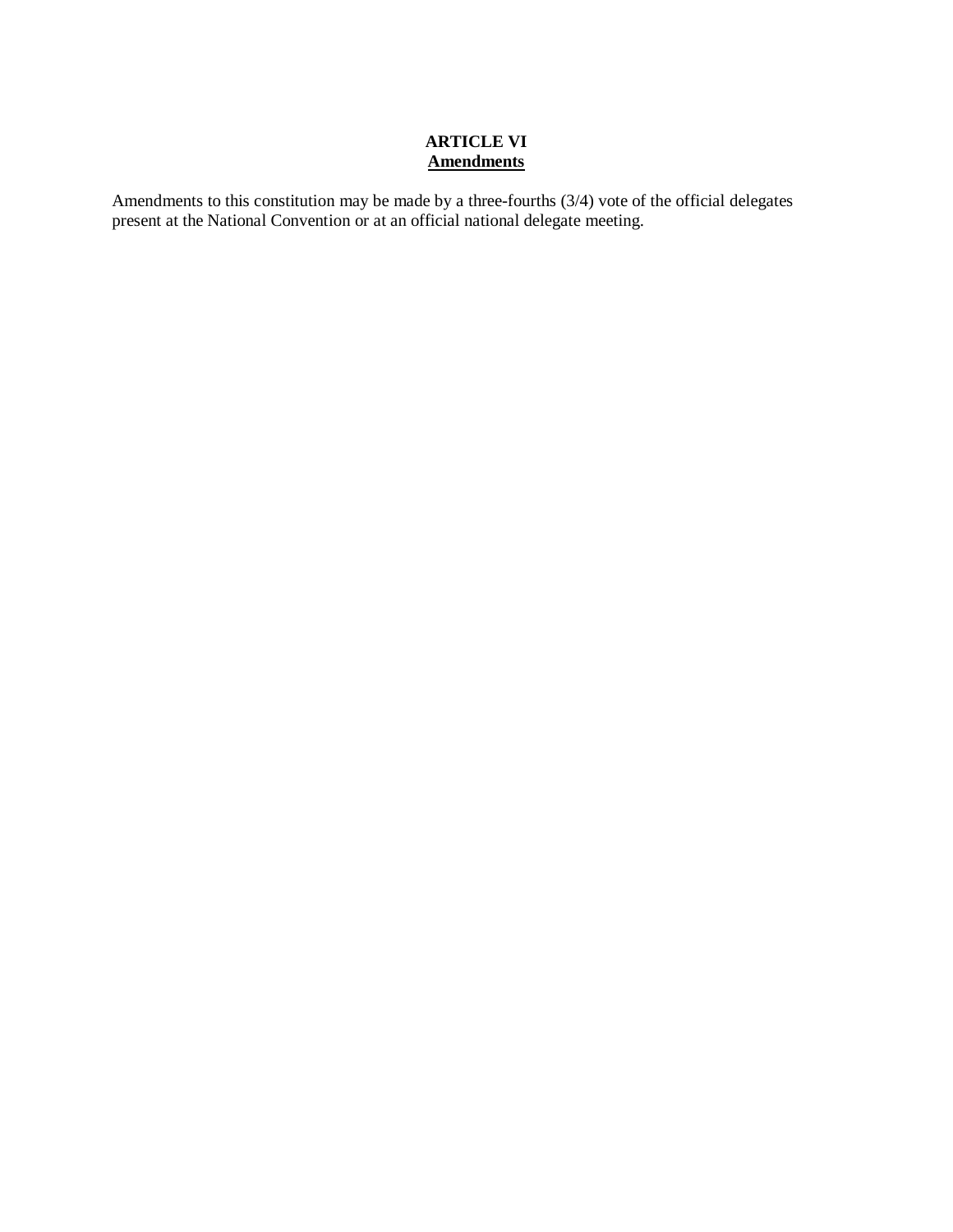## ARTICLE VI
## Amendments

Amendments to this constitution may be made by a three-fourths (3/4) vote of the official delegates present at the National Convention or at an official national delegate meeting.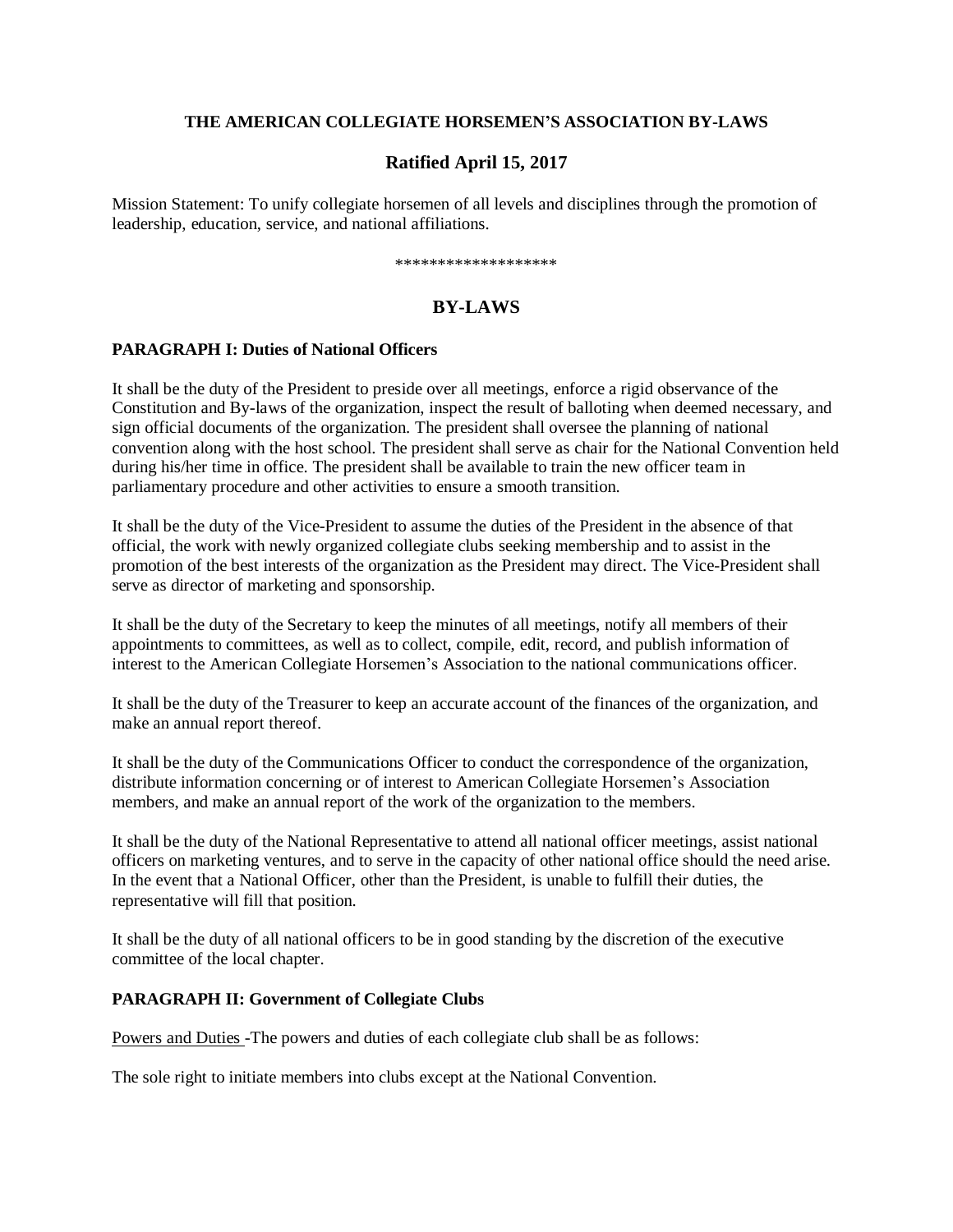**THE AMERICAN COLLEGIATE HORSEMEN'S ASSOCIATION BY-LAWS**

## Ratified April 15, 2017

Mission Statement: To unify collegiate horsemen of all levels and disciplines through the promotion of leadership, education, service, and national affiliations.

*******************

## BY-LAWS

### PARAGRAPH I: Duties of National Officers

It shall be the duty of the President to preside over all meetings, enforce a rigid observance of the Constitution and By-laws of the organization, inspect the result of balloting when deemed necessary, and sign official documents of the organization. The president shall oversee the planning of national convention along with the host school. The president shall serve as chair for the National Convention held during his/her time in office. The president shall be available to train the new officer team in parliamentary procedure and other activities to ensure a smooth transition.

It shall be the duty of the Vice-President to assume the duties of the President in the absence of that official, the work with newly organized collegiate clubs seeking membership and to assist in the promotion of the best interests of the organization as the President may direct. The Vice-President shall serve as director of marketing and sponsorship.

It shall be the duty of the Secretary to keep the minutes of all meetings, notify all members of their appointments to committees, as well as to collect, compile, edit, record, and publish information of interest to the American Collegiate Horsemen's Association to the national communications officer.

It shall be the duty of the Treasurer to keep an accurate account of the finances of the organization, and make an annual report thereof.

It shall be the duty of the Communications Officer to conduct the correspondence of the organization, distribute information concerning or of interest to American Collegiate Horsemen's Association members, and make an annual report of the work of the organization to the members.

It shall be the duty of the National Representative to attend all national officer meetings, assist national officers on marketing ventures, and to serve in the capacity of other national office should the need arise. In the event that a National Officer, other than the President, is unable to fulfill their duties, the representative will fill that position.

It shall be the duty of all national officers to be in good standing by the discretion of the executive committee of the local chapter.

### PARAGRAPH II: Government of Collegiate Clubs

Powers and Duties -The powers and duties of each collegiate club shall be as follows:

The sole right to initiate members into clubs except at the National Convention.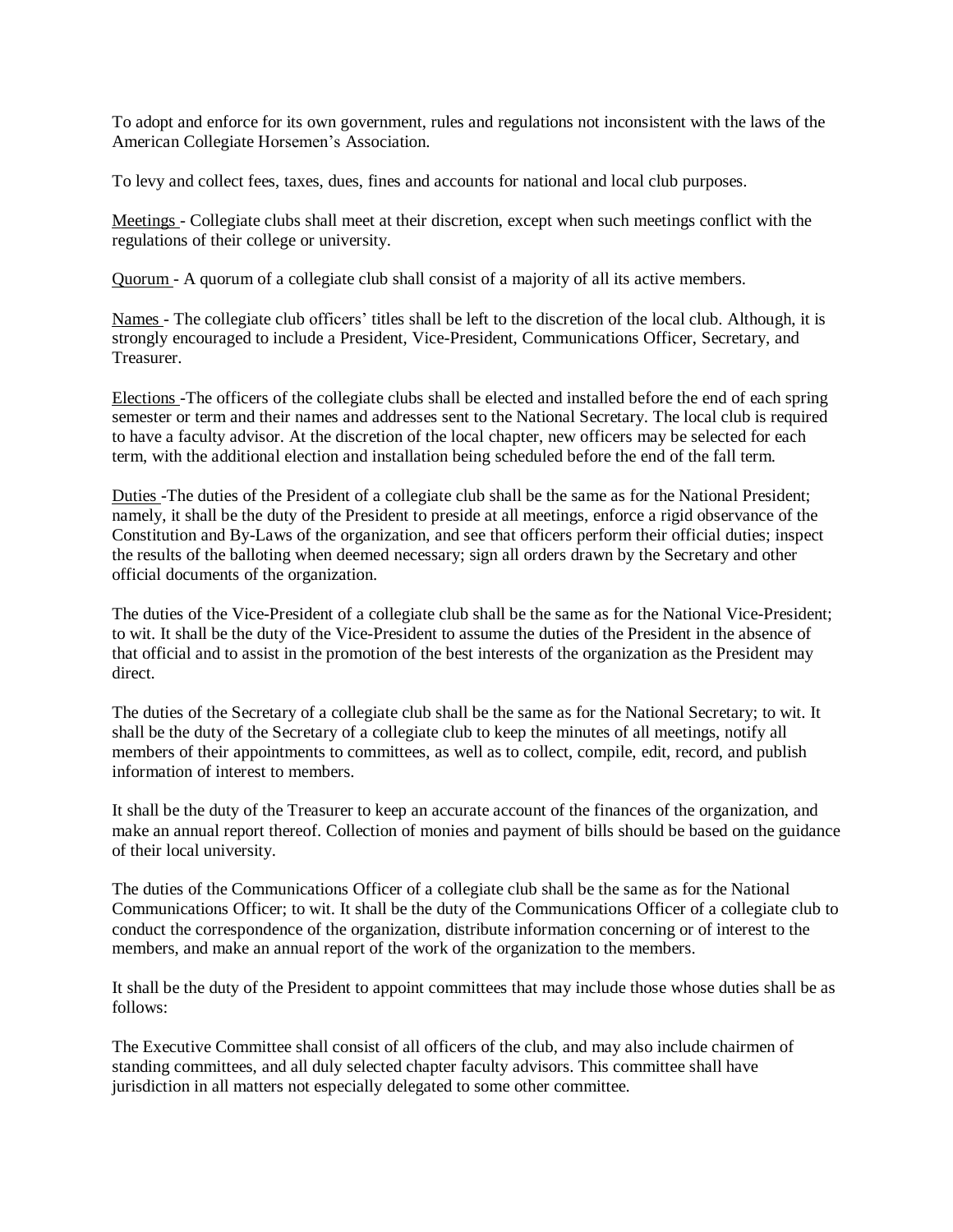To adopt and enforce for its own government, rules and regulations not inconsistent with the laws of the American Collegiate Horsemen's Association.

To levy and collect fees, taxes, dues, fines and accounts for national and local club purposes.

<u>Meetings</u> - Collegiate clubs shall meet at their discretion, except when such meetings conflict with the regulations of their college or university.

<u>Quorum</u> - A quorum of a collegiate club shall consist of a majority of all its active members.

<u>Names</u> - The collegiate club officers' titles shall be left to the discretion of the local club. Although, it is strongly encouraged to include a President, Vice-President, Communications Officer, Secretary, and Treasurer.

<u>Elections</u> -The officers of the collegiate clubs shall be elected and installed before the end of each spring semester or term and their names and addresses sent to the National Secretary. The local club is required to have a faculty advisor. At the discretion of the local chapter, new officers may be selected for each term, with the additional election and installation being scheduled before the end of the fall term.

<u>Duties</u> -The duties of the President of a collegiate club shall be the same as for the National President; namely, it shall be the duty of the President to preside at all meetings, enforce a rigid observance of the Constitution and By-Laws of the organization, and see that officers perform their official duties; inspect the results of the balloting when deemed necessary; sign all orders drawn by the Secretary and other official documents of the organization.

The duties of the Vice-President of a collegiate club shall be the same as for the National Vice-President; to wit. It shall be the duty of the Vice-President to assume the duties of the President in the absence of that official and to assist in the promotion of the best interests of the organization as the President may direct.

The duties of the Secretary of a collegiate club shall be the same as for the National Secretary; to wit. It shall be the duty of the Secretary of a collegiate club to keep the minutes of all meetings, notify all members of their appointments to committees, as well as to collect, compile, edit, record, and publish information of interest to members.

It shall be the duty of the Treasurer to keep an accurate account of the finances of the organization, and make an annual report thereof. Collection of monies and payment of bills should be based on the guidance of their local university.

The duties of the Communications Officer of a collegiate club shall be the same as for the National Communications Officer; to wit. It shall be the duty of the Communications Officer of a collegiate club to conduct the correspondence of the organization, distribute information concerning or of interest to the members, and make an annual report of the work of the organization to the members.

It shall be the duty of the President to appoint committees that may include those whose duties shall be as follows:

The Executive Committee shall consist of all officers of the club, and may also include chairmen of standing committees, and all duly selected chapter faculty advisors. This committee shall have jurisdiction in all matters not especially delegated to some other committee.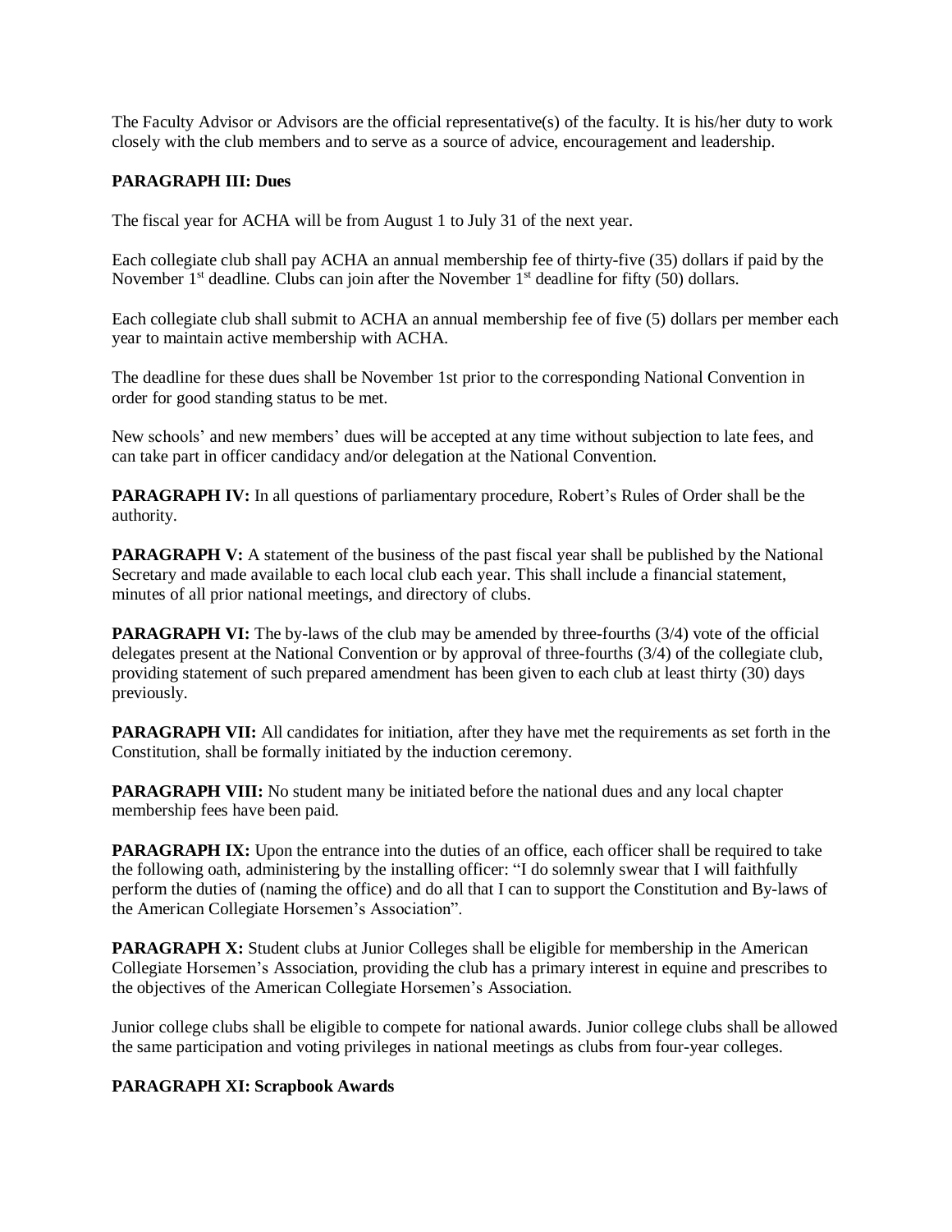The Faculty Advisor or Advisors are the official representative(s) of the faculty. It is his/her duty to work closely with the club members and to serve as a source of advice, encouragement and leadership.

**PARAGRAPH III: Dues**

The fiscal year for ACHA will be from August 1 to July 31 of the next year.

Each collegiate club shall pay ACHA an annual membership fee of thirty-five (35) dollars if paid by the November 1st deadline. Clubs can join after the November 1st deadline for fifty (50) dollars.

Each collegiate club shall submit to ACHA an annual membership fee of five (5) dollars per member each year to maintain active membership with ACHA.

The deadline for these dues shall be November 1st prior to the corresponding National Convention in order for good standing status to be met.

New schools' and new members' dues will be accepted at any time without subjection to late fees, and can take part in officer candidacy and/or delegation at the National Convention.

**PARAGRAPH IV:** In all questions of parliamentary procedure, Robert's Rules of Order shall be the authority.

**PARAGRAPH V:** A statement of the business of the past fiscal year shall be published by the National Secretary and made available to each local club each year. This shall include a financial statement, minutes of all prior national meetings, and directory of clubs.

**PARAGRAPH VI:** The by-laws of the club may be amended by three-fourths (3/4) vote of the official delegates present at the National Convention or by approval of three-fourths (3/4) of the collegiate club, providing statement of such prepared amendment has been given to each club at least thirty (30) days previously.

**PARAGRAPH VII:** All candidates for initiation, after they have met the requirements as set forth in the Constitution, shall be formally initiated by the induction ceremony.

**PARAGRAPH VIII:** No student many be initiated before the national dues and any local chapter membership fees have been paid.

**PARAGRAPH IX:** Upon the entrance into the duties of an office, each officer shall be required to take the following oath, administering by the installing officer: "I do solemnly swear that I will faithfully perform the duties of (naming the office) and do all that I can to support the Constitution and By-laws of the American Collegiate Horsemen's Association".

**PARAGRAPH X:** Student clubs at Junior Colleges shall be eligible for membership in the American Collegiate Horsemen's Association, providing the club has a primary interest in equine and prescribes to the objectives of the American Collegiate Horsemen's Association.

Junior college clubs shall be eligible to compete for national awards. Junior college clubs shall be allowed the same participation and voting privileges in national meetings as clubs from four-year colleges.

**PARAGRAPH XI: Scrapbook Awards**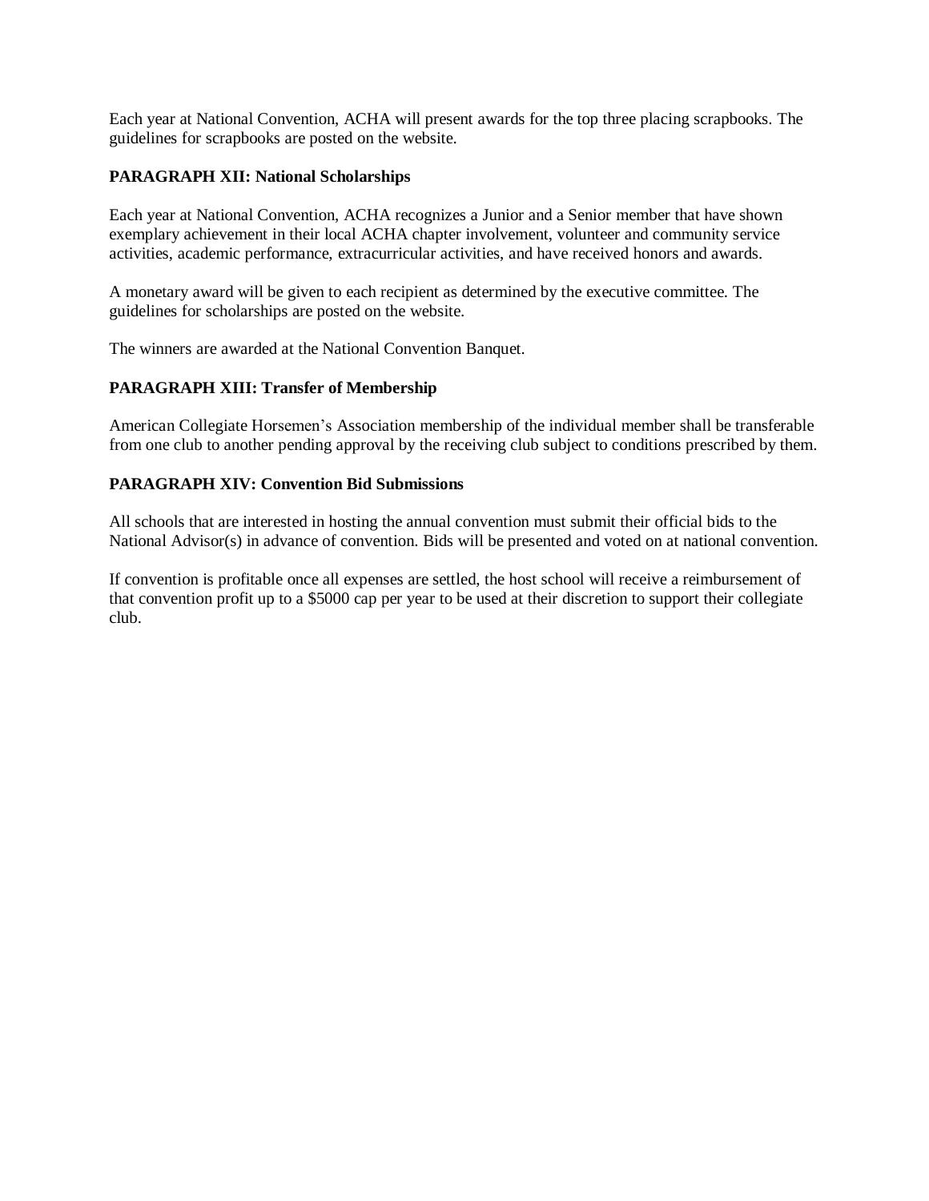Each year at National Convention, ACHA will present awards for the top three placing scrapbooks. The guidelines for scrapbooks are posted on the website.

**PARAGRAPH XII: National Scholarships**

Each year at National Convention, ACHA recognizes a Junior and a Senior member that have shown exemplary achievement in their local ACHA chapter involvement, volunteer and community service activities, academic performance, extracurricular activities, and have received honors and awards.

A monetary award will be given to each recipient as determined by the executive committee. The guidelines for scholarships are posted on the website.

The winners are awarded at the National Convention Banquet.

**PARAGRAPH XIII: Transfer of Membership**

American Collegiate Horsemen's Association membership of the individual member shall be transferable from one club to another pending approval by the receiving club subject to conditions prescribed by them.

**PARAGRAPH XIV: Convention Bid Submissions**

All schools that are interested in hosting the annual convention must submit their official bids to the National Advisor(s) in advance of convention. Bids will be presented and voted on at national convention.

If convention is profitable once all expenses are settled, the host school will receive a reimbursement of that convention profit up to a $5000 cap per year to be used at their discretion to support their collegiate club.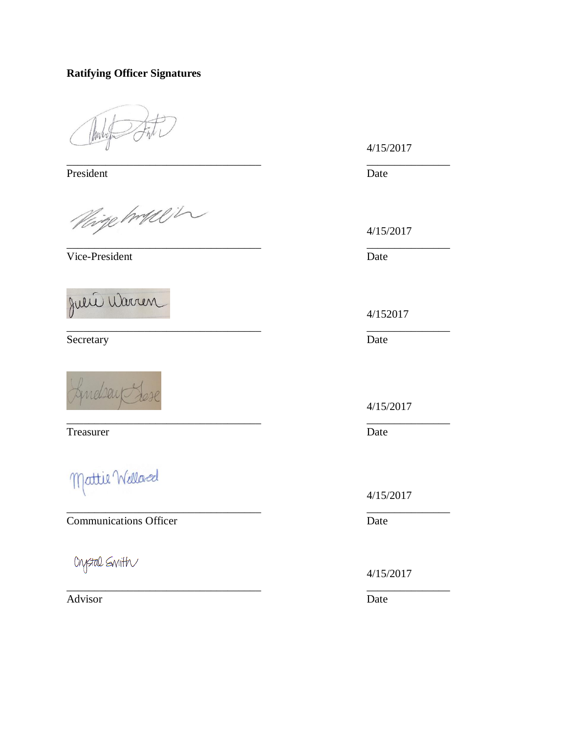**Ratifying Officer Signatures**

_________________________________ 4/15/2017
President Date

_________________________________ 4/15/2017
Vice-President Date

_________________________________ 4/152017
Secretary Date

_________________________________ 4/15/2017
Treasurer Date

_________________________________ 4/15/2017
Communications Officer Date

_________________________________ 4/15/2017
Advisor Date